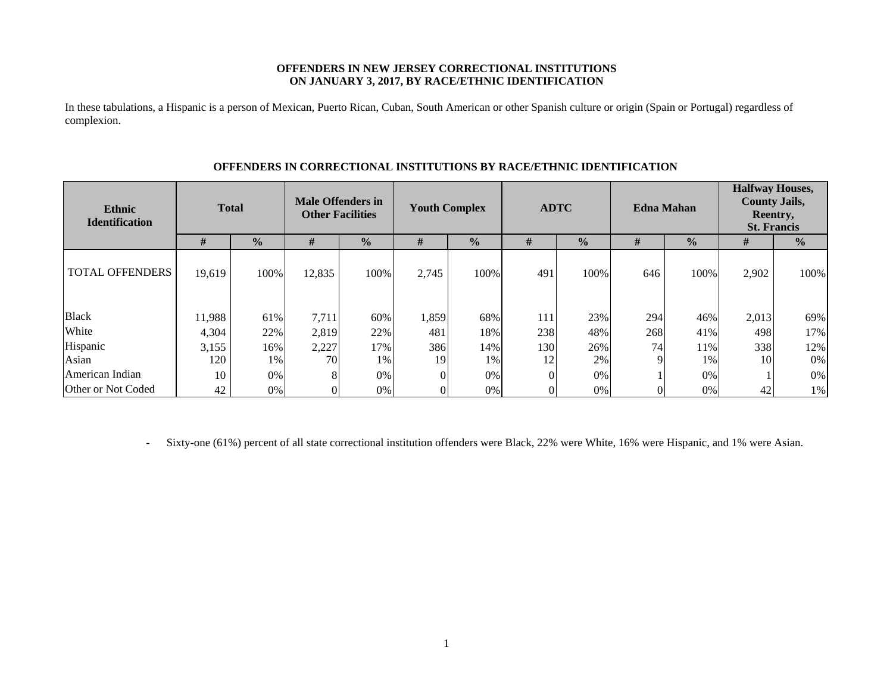**OFFENDERS IN NEW JERSEY CORRECTIONAL INSTITUTIONS ON JANUARY 3, 2017, BY RACE/ETHNIC IDENTIFICATION**

In these tabulations, a Hispanic is a person of Mexican, Puerto Rican, Cuban, South American or other Spanish culture or origin (Spain or Portugal) regardless of complexion.

**OFFENDERS IN CORRECTIONAL INSTITUTIONS BY RACE/ETHNIC IDENTIFICATION**

| Ethnic Identification | Total | | Male Offenders in Other Facilities | | Youth Complex | | ADTC | | Edna Mahan | | Halfway Houses, County Jails, Reentry, St. Francis | |
|---|---|---|---|---|---|---|---|---|---|---|---|---|
| | # | % | # | % | # | % | # | % | # | % | # | % |
| TOTAL OFFENDERS | 19,619 | 100% | 12,835 | 100% | 2,745 | 100% | 491 | 100% | 646 | 100% | 2,902 | 100% |
| Black | 11,988 | 61% | 7,711 | 60% | 1,859 | 68% | 111 | 23% | 294 | 46% | 2,013 | 69% |
| White | 4,304 | 22% | 2,819 | 22% | 481 | 18% | 238 | 48% | 268 | 41% | 498 | 17% |
| Hispanic | 3,155 | 16% | 2,227 | 17% | 386 | 14% | 130 | 26% | 74 | 11% | 338 | 12% |
| Asian | 120 | 1% | 70 | 1% | 19 | 1% | 12 | 2% | 9 | 1% | 10 | 0% |
| American Indian | 10 | 0% | 8 | 0% | 0 | 0% | 0 | 0% | 1 | 0% | 1 | 0% |
| Other or Not Coded | 42 | 0% | 0 | 0% | 0 | 0% | 0 | 0% | 0 | 0% | 42 | 1% |

- Sixty-one (61%) percent of all state correctional institution offenders were Black, 22% were White, 16% were Hispanic, and 1% were Asian.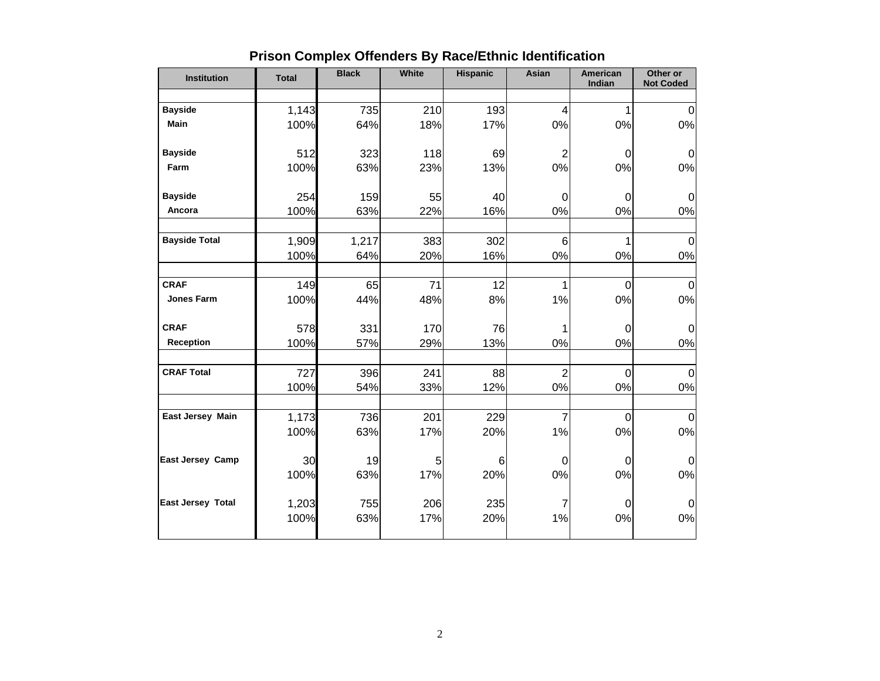# Prison Complex Offenders By Race/Ethnic Identification

| Institution | Total | Black | White | Hispanic | Asian | American Indian | Other or Not Coded |
|---|---|---|---|---|---|---|---|
| **Bayside Main** | 1,143 | 735 | 210 | 193 | 4 | 1 | 0 |
| | 100% | 64% | 18% | 17% | 0% | 0% | 0% |
| **Bayside Farm** | 512 | 323 | 118 | 69 | 2 | 0 | 0 |
| | 100% | 63% | 23% | 13% | 0% | 0% | 0% |
| **Bayside Ancora** | 254 | 159 | 55 | 40 | 0 | 0 | 0 |
| | 100% | 63% | 22% | 16% | 0% | 0% | 0% |
| **Bayside Total** | 1,909 | 1,217 | 383 | 302 | 6 | 1 | 0 |
| | 100% | 64% | 20% | 16% | 0% | 0% | 0% |
| **CRAF Jones Farm** | 149 | 65 | 71 | 12 | 1 | 0 | 0 |
| | 100% | 44% | 48% | 8% | 1% | 0% | 0% |
| **CRAF Reception** | 578 | 331 | 170 | 76 | 1 | 0 | 0 |
| | 100% | 57% | 29% | 13% | 0% | 0% | 0% |
| **CRAF Total** | 727 | 396 | 241 | 88 | 2 | 0 | 0 |
| | 100% | 54% | 33% | 12% | 0% | 0% | 0% |
| **East Jersey Main** | 1,173 | 736 | 201 | 229 | 7 | 0 | 0 |
| | 100% | 63% | 17% | 20% | 1% | 0% | 0% |
| **East Jersey Camp** | 30 | 19 | 5 | 6 | 0 | 0 | 0 |
| | 100% | 63% | 17% | 20% | 0% | 0% | 0% |
| **East Jersey Total** | 1,203 | 755 | 206 | 235 | 7 | 0 | 0 |
| | 100% | 63% | 17% | 20% | 1% | 0% | 0% |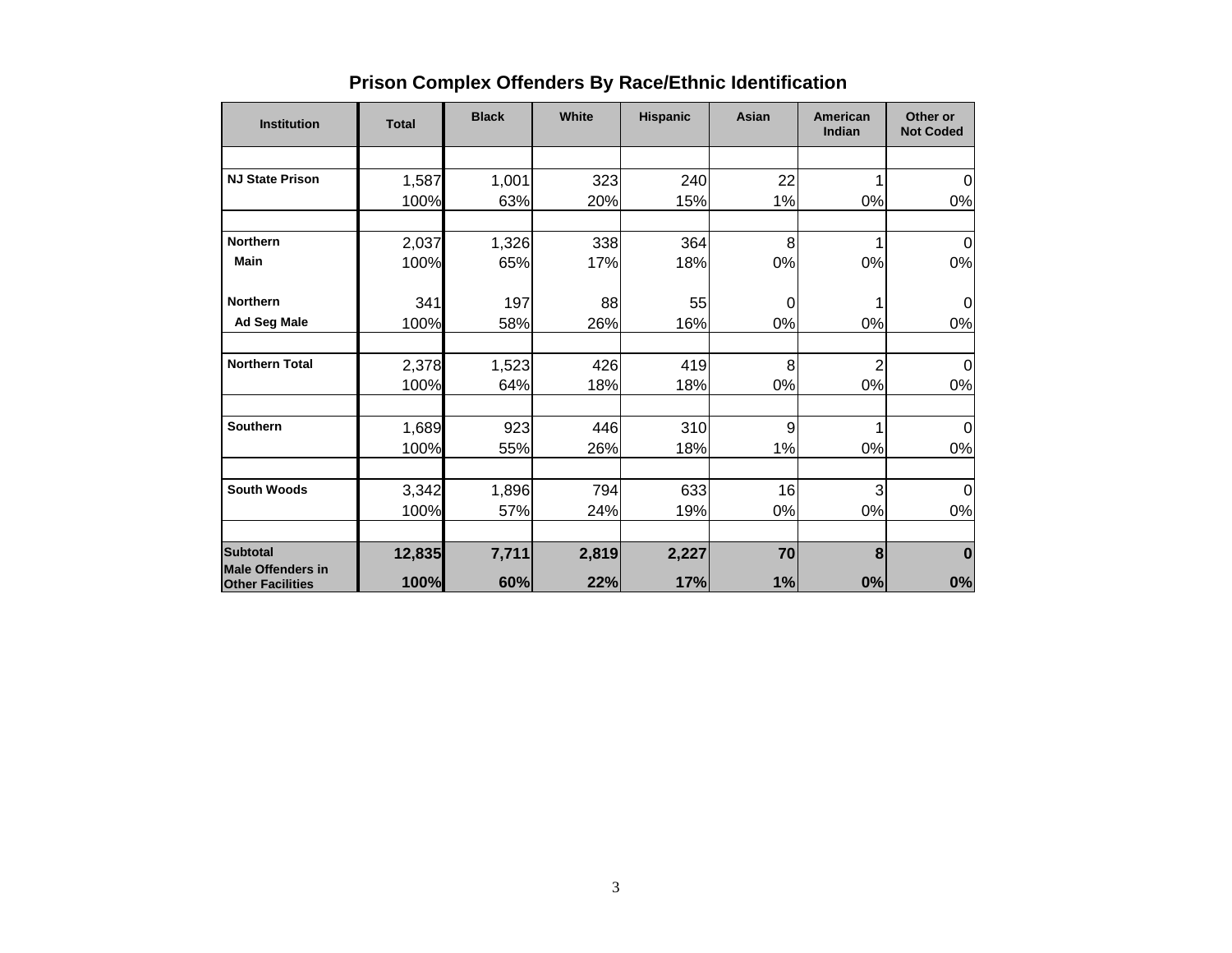## Prison Complex Offenders By Race/Ethnic Identification

| Institution | Total | Black | White | Hispanic | Asian | American Indian | Other or Not Coded |
|---|---|---|---|---|---|---|---|
| NJ State Prison | 1,587 | 1,001 | 323 | 240 | 22 | 1 | 0 |
| | 100% | 63% | 20% | 15% | 1% | 0% | 0% |
| Northern Main | 2,037 | 1,326 | 338 | 364 | 8 | 1 | 0 |
| | 100% | 65% | 17% | 18% | 0% | 0% | 0% |
| Northern Ad Seg Male | 341 | 197 | 88 | 55 | 0 | 1 | 0 |
| | 100% | 58% | 26% | 16% | 0% | 0% | 0% |
| Northern Total | 2,378 | 1,523 | 426 | 419 | 8 | 2 | 0 |
| | 100% | 64% | 18% | 18% | 0% | 0% | 0% |
| Southern | 1,689 | 923 | 446 | 310 | 9 | 1 | 0 |
| | 100% | 55% | 26% | 18% | 1% | 0% | 0% |
| South Woods | 3,342 | 1,896 | 794 | 633 | 16 | 3 | 0 |
| | 100% | 57% | 24% | 19% | 0% | 0% | 0% |
| **Subtotal Male Offenders in Other Facilities** | **12,835** | **7,711** | **2,819** | **2,227** | **70** | **8** | **0** |
| | **100%** | **60%** | **22%** | **17%** | **1%** | **0%** | **0%** |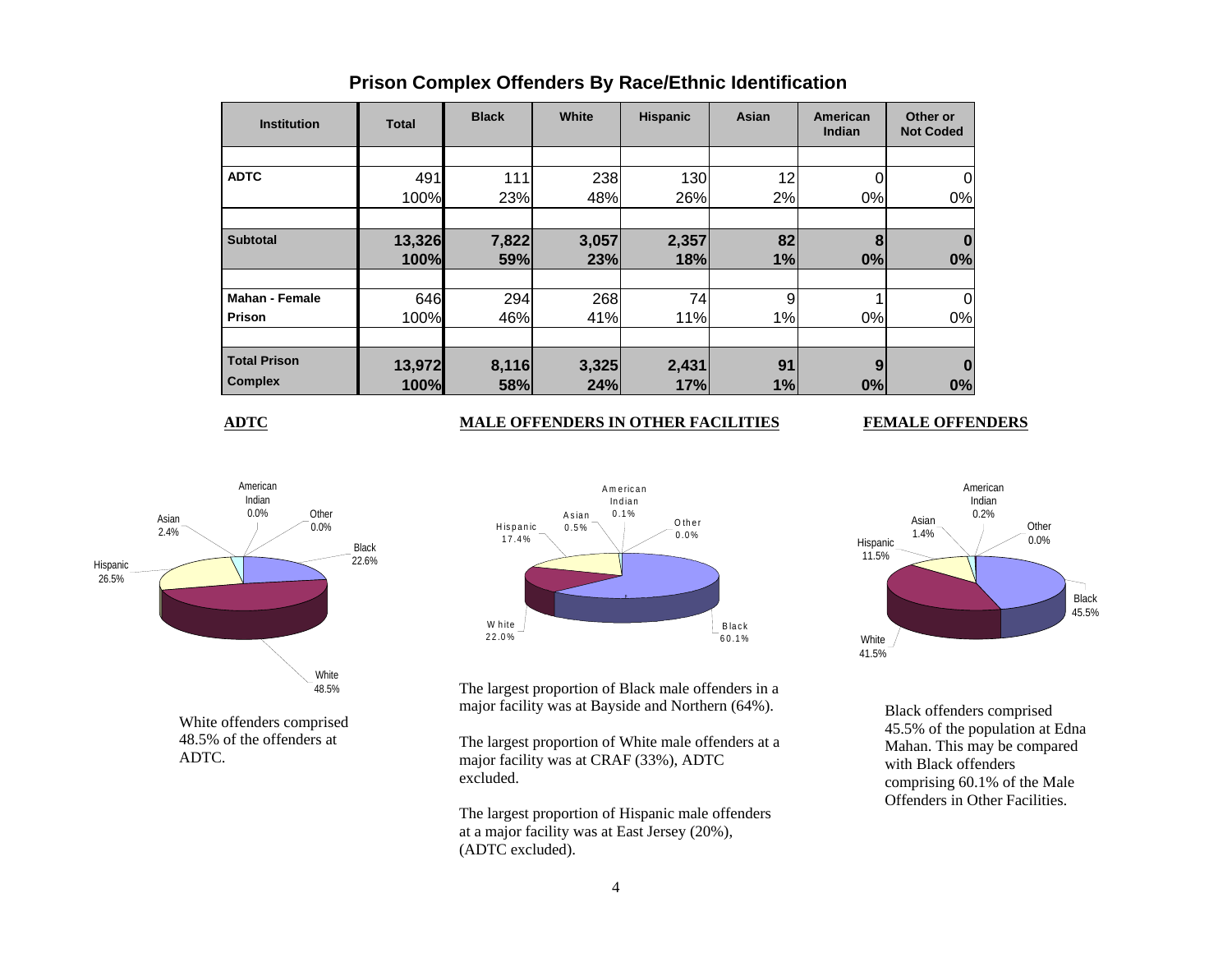## Prison Complex Offenders By Race/Ethnic Identification

| Institution | Total | Black | White | Hispanic | Asian | American Indian | Other or Not Coded |
|---|---|---|---|---|---|---|---|
| **ADTC** | 491 | 111 | 238 | 130 | 12 | 0 | 0 |
| | 100% | 23% | 48% | 26% | 2% | 0% | 0% |
| **Subtotal** | **13,326** | **7,822** | **3,057** | **2,357** | **82** | **8** | **0** |
| | **100%** | **59%** | **23%** | **18%** | **1%** | **0%** | **0%** |
| **Mahan - Female Prison** | 646 | 294 | 268 | 74 | 9 | 1 | 0 |
| | 100% | 46% | 41% | 11% | 1% | 0% | 0% |
| **Total Prison Complex** | **13,972** | **8,116** | **3,325** | **2,431** | **91** | **9** | **0** |
| | **100%** | **58%** | **24%** | **17%** | **1%** | **0%** | **0%** |

**ADTC**

White offenders comprised 48.5% of the offenders at ADTC.

**MALE OFFENDERS IN OTHER FACILITIES**

The largest proportion of Black male offenders in a major facility was at Bayside and Northern (64%).

The largest proportion of White male offenders at a major facility was at CRAF (33%), ADTC excluded.

The largest proportion of Hispanic male offenders at a major facility was at East Jersey (20%), (ADTC excluded).

**FEMALE OFFENDERS**

Black offenders comprised 45.5% of the population at Edna Mahan. This may be compared with Black offenders comprising 60.1% of the Male Offenders in Other Facilities.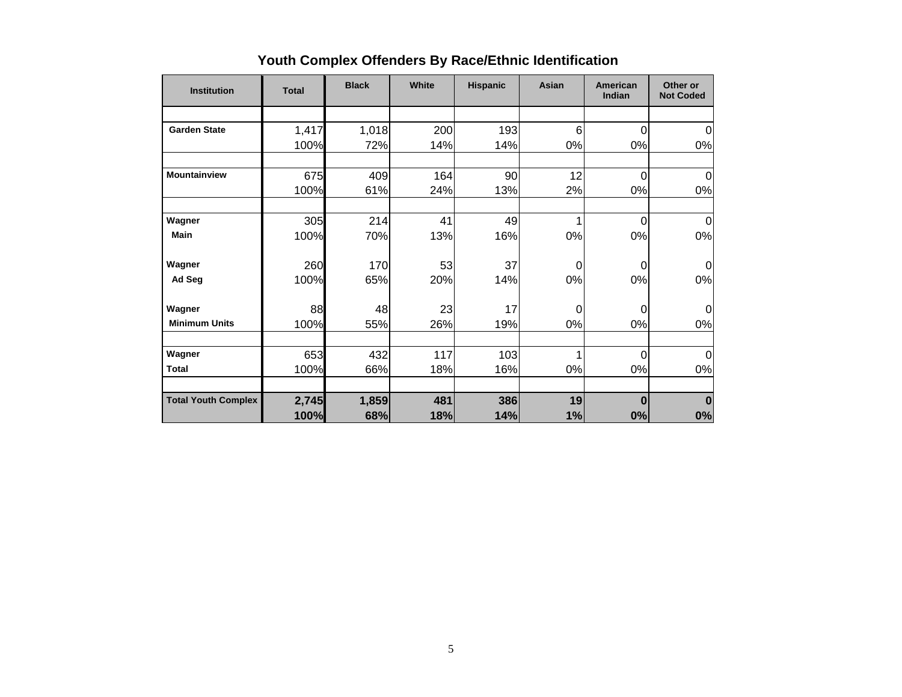## Youth Complex Offenders By Race/Ethnic Identification

| Institution | Total | Black | White | Hispanic | Asian | American Indian | Other or Not Coded |
|---|---|---|---|---|---|---|---|
| Garden State | 1,417 | 1,018 | 200 | 193 | 6 | 0 | 0 |
| | 100% | 72% | 14% | 14% | 0% | 0% | 0% |
| Mountainview | 675 | 409 | 164 | 90 | 12 | 0 | 0 |
| | 100% | 61% | 24% | 13% | 2% | 0% | 0% |
| Wagner | 305 | 214 | 41 | 49 | 1 | 0 | 0 |
| Main | 100% | 70% | 13% | 16% | 0% | 0% | 0% |
| Wagner | 260 | 170 | 53 | 37 | 0 | 0 | 0 |
| Ad Seg | 100% | 65% | 20% | 14% | 0% | 0% | 0% |
| Wagner | 88 | 48 | 23 | 17 | 0 | 0 | 0 |
| Minimum Units | 100% | 55% | 26% | 19% | 0% | 0% | 0% |
| Wagner | 653 | 432 | 117 | 103 | 1 | 0 | 0 |
| Total | 100% | 66% | 18% | 16% | 0% | 0% | 0% |
| **Total Youth Complex** | **2,745** | **1,859** | **481** | **386** | **19** | **0** | **0** |
| | **100%** | **68%** | **18%** | **14%** | **1%** | **0%** | **0%** |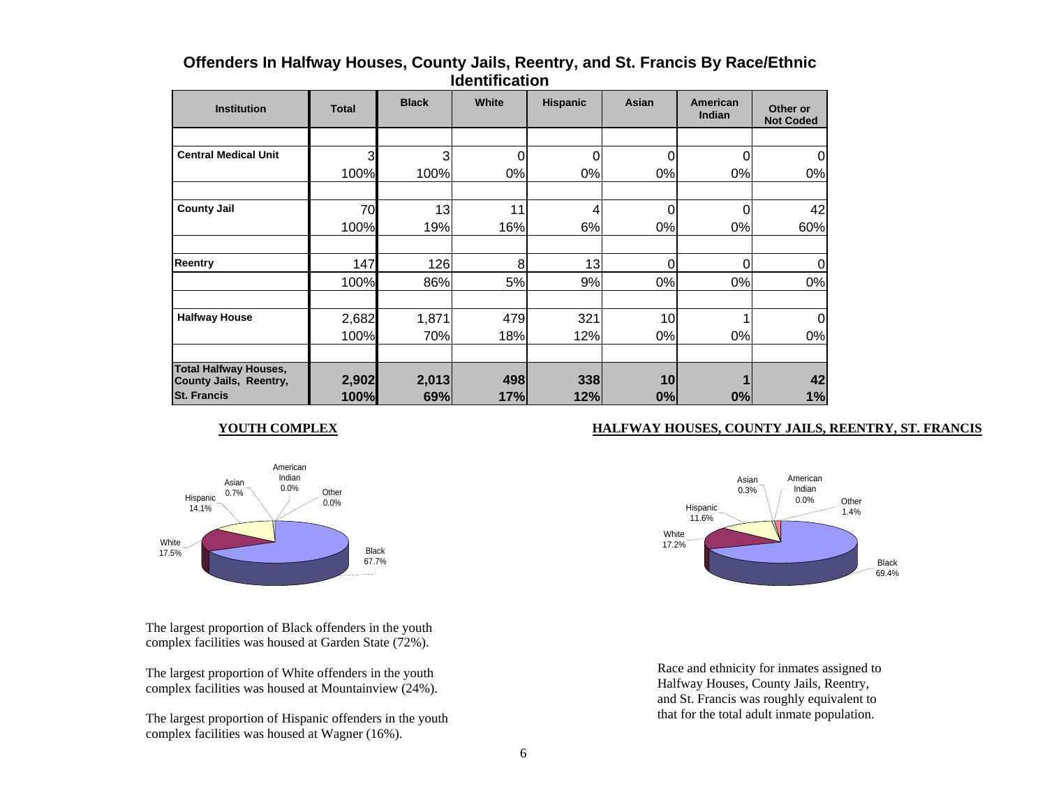## Offenders In Halfway Houses, County Jails, Reentry, and St. Francis By Race/Ethnic Identification

| Institution | Total | Black | White | Hispanic | Asian | American Indian | Other or Not Coded |
|---|---|---|---|---|---|---|---|
| Central Medical Unit | 3 | 3 | 0 | 0 | 0 | 0 | 0 |
| | 100% | 100% | 0% | 0% | 0% | 0% | 0% |
| County Jail | 70 | 13 | 11 | 4 | 0 | 0 | 42 |
| | 100% | 19% | 16% | 6% | 0% | 0% | 60% |
| Reentry | 147 | 126 | 8 | 13 | 0 | 0 | 0 |
| | 100% | 86% | 5% | 9% | 0% | 0% | 0% |
| Halfway House | 2,682 | 1,871 | 479 | 321 | 10 | 1 | 0 |
| | 100% | 70% | 18% | 12% | 0% | 0% | 0% |
| **Total Halfway Houses, County Jails, Reentry, St. Francis** | **2,902** | **2,013** | **498** | **338** | **10** | **1** | **42** |
| | **100%** | **69%** | **17%** | **12%** | **0%** | **0%** | **1%** |

**YOUTH COMPLEX**

American Indian 0.0%
Asian 0.7%
Other 0.0%
Hispanic 14.1%
White 17.5%
Black 67.7%

The largest proportion of Black offenders in the youth complex facilities was housed at Garden State (72%).

The largest proportion of White offenders in the youth complex facilities was housed at Mountainview (24%).

The largest proportion of Hispanic offenders in the youth complex facilities was housed at Wagner (16%).

**HALFWAY HOUSES, COUNTY JAILS, REENTRY, ST. FRANCIS**

Asian 0.3%
American Indian 0.0%
Other 1.4%
Hispanic 11.6%
White 17.2%
Black 69.4%

Race and ethnicity for inmates assigned to Halfway Houses, County Jails, Reentry, and St. Francis was roughly equivalent to that for the total adult inmate population.